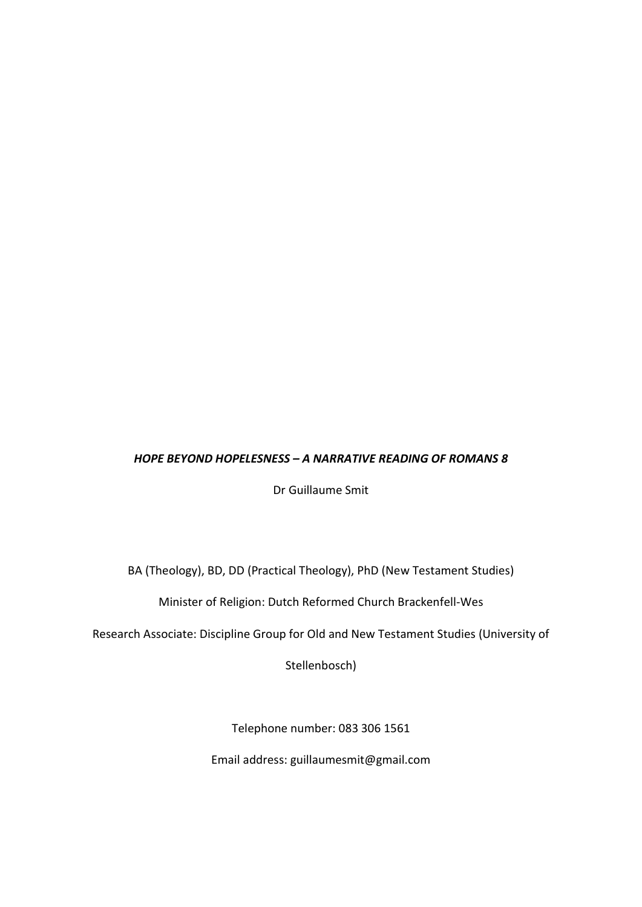***HOPE BEYOND HOPELESSNESS – A NARRATIVE READING OF ROMANS 8***

Dr Guillaume Smit

BA (Theology), BD, DD (Practical Theology), PhD (New Testament Studies)

Minister of Religion: Dutch Reformed Church Brackenfell-Wes

Research Associate: Discipline Group for Old and New Testament Studies (University of Stellenbosch)

Telephone number: 083 306 1561

Email address: guillaumesmit@gmail.com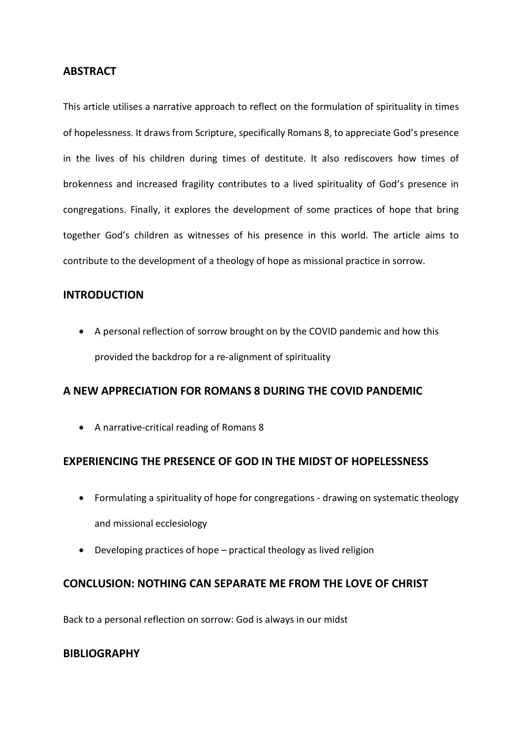## ABSTRACT

This article utilises a narrative approach to reflect on the formulation of spirituality in times of hopelessness. It draws from Scripture, specifically Romans 8, to appreciate God's presence in the lives of his children during times of destitute. It also rediscovers how times of brokenness and increased fragility contributes to a lived spirituality of God's presence in congregations. Finally, it explores the development of some practices of hope that bring together God's children as witnesses of his presence in this world. The article aims to contribute to the development of a theology of hope as missional practice in sorrow.

## INTRODUCTION

- A personal reflection of sorrow brought on by the COVID pandemic and how this provided the backdrop for a re-alignment of spirituality

## A NEW APPRECIATION FOR ROMANS 8 DURING THE COVID PANDEMIC

- A narrative-critical reading of Romans 8

## EXPERIENCING THE PRESENCE OF GOD IN THE MIDST OF HOPELESSNESS

- Formulating a spirituality of hope for congregations - drawing on systematic theology and missional ecclesiology
- Developing practices of hope – practical theology as lived religion

## CONCLUSION: NOTHING CAN SEPARATE ME FROM THE LOVE OF CHRIST

Back to a personal reflection on sorrow: God is always in our midst

## BIBLIOGRAPHY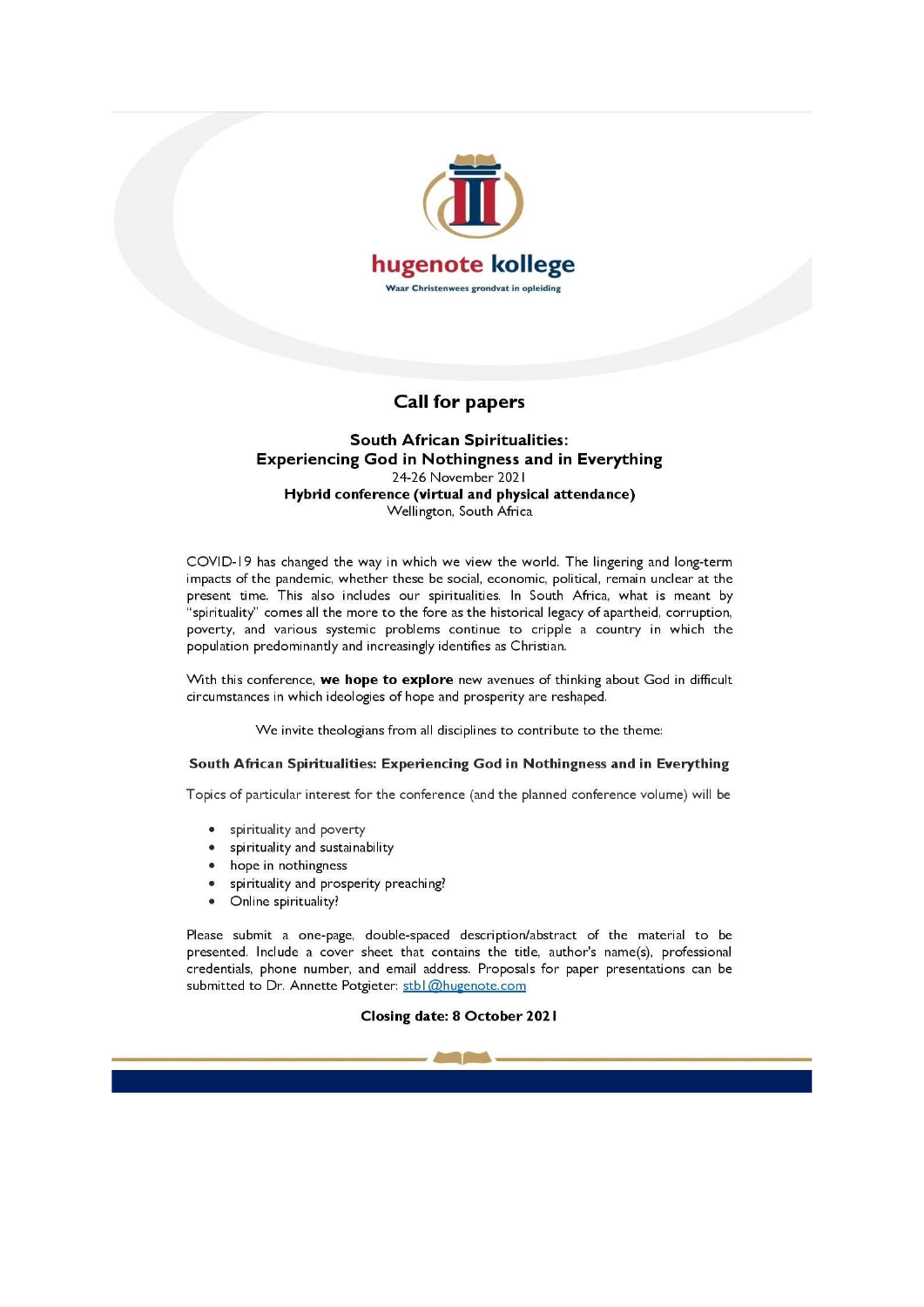hugenote kollege

Waar Christenwees grondvat in opleiding

# Call for papers

## South African Spiritualities: Experiencing God in Nothingness and in Everything

24-26 November 2021

**Hybrid conference (virtual and physical attendance)**

Wellington, South Africa

COVID-19 has changed the way in which we view the world. The lingering and long-term impacts of the pandemic, whether these be social, economic, political, remain unclear at the present time. This also includes our spiritualities. In South Africa, what is meant by "spirituality" comes all the more to the fore as the historical legacy of apartheid, corruption, poverty, and various systemic problems continue to cripple a country in which the population predominantly and increasingly identifies as Christian.

With this conference, **we hope to explore** new avenues of thinking about God in difficult circumstances in which ideologies of hope and prosperity are reshaped.

We invite theologians from all disciplines to contribute to the theme:

**South African Spiritualities: Experiencing God in Nothingness and in Everything**

Topics of particular interest for the conference (and the planned conference volume) will be

- spirituality and poverty
- spirituality and sustainability
- hope in nothingness
- spirituality and prosperity preaching?
- Online spirituality?

Please submit a one-page, double-spaced description/abstract of the material to be presented. Include a cover sheet that contains the title, author's name(s), professional credentials, phone number, and email address. Proposals for paper presentations can be submitted to Dr. Annette Potgieter: stb1@hugenote.com

**Closing date: 8 October 2021**